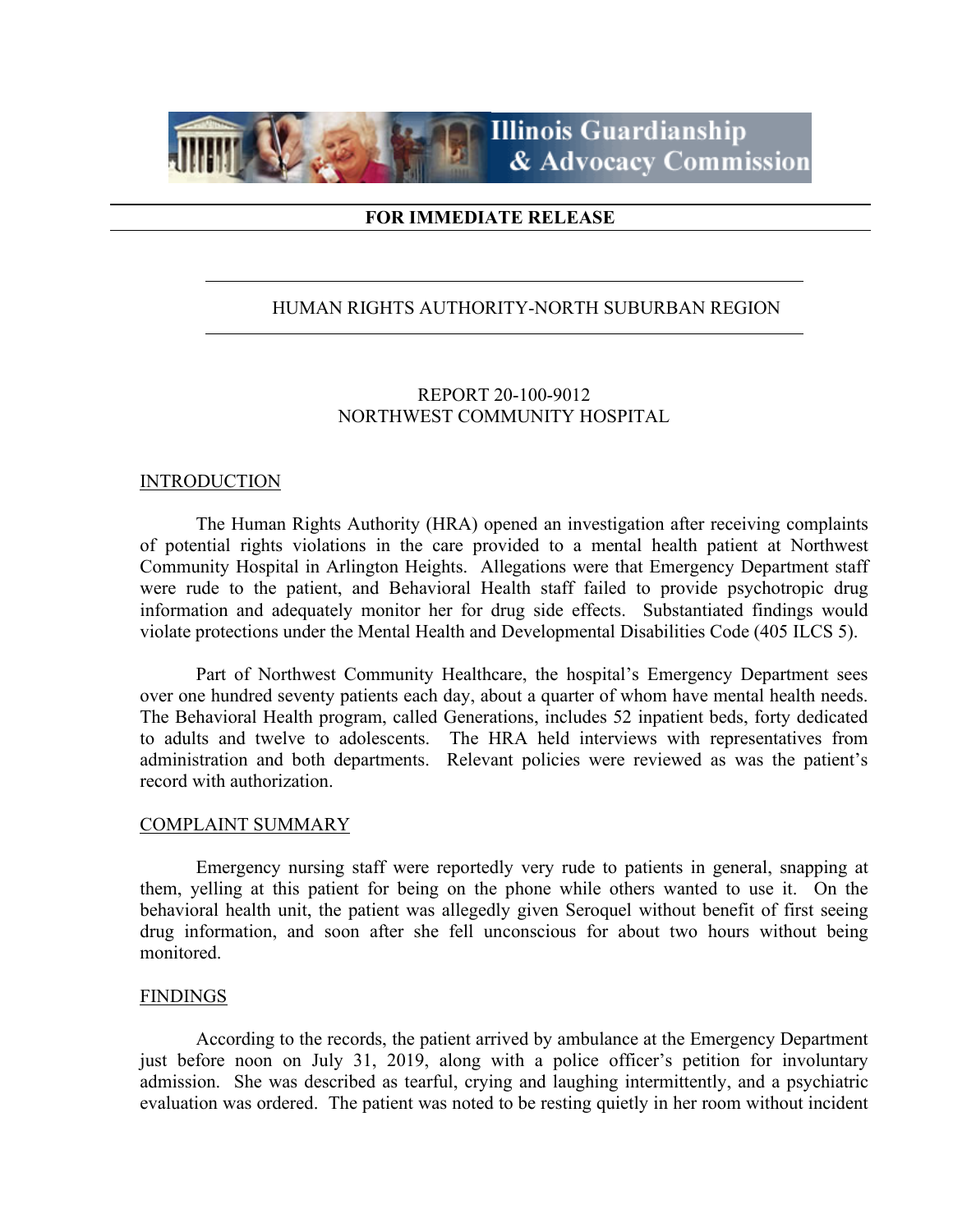Illinois Guardianship & Advocacy Commission

**FOR IMMEDIATE RELEASE**

HUMAN RIGHTS AUTHORITY-NORTH SUBURBAN REGION

REPORT 20-100-9012
NORTHWEST COMMUNITY HOSPITAL

## INTRODUCTION

The Human Rights Authority (HRA) opened an investigation after receiving complaints of potential rights violations in the care provided to a mental health patient at Northwest Community Hospital in Arlington Heights. Allegations were that Emergency Department staff were rude to the patient, and Behavioral Health staff failed to provide psychotropic drug information and adequately monitor her for drug side effects. Substantiated findings would violate protections under the Mental Health and Developmental Disabilities Code (405 ILCS 5).

Part of Northwest Community Healthcare, the hospital's Emergency Department sees over one hundred seventy patients each day, about a quarter of whom have mental health needs. The Behavioral Health program, called Generations, includes 52 inpatient beds, forty dedicated to adults and twelve to adolescents. The HRA held interviews with representatives from administration and both departments. Relevant policies were reviewed as was the patient's record with authorization.

## COMPLAINT SUMMARY

Emergency nursing staff were reportedly very rude to patients in general, snapping at them, yelling at this patient for being on the phone while others wanted to use it. On the behavioral health unit, the patient was allegedly given Seroquel without benefit of first seeing drug information, and soon after she fell unconscious for about two hours without being monitored.

## FINDINGS

According to the records, the patient arrived by ambulance at the Emergency Department just before noon on July 31, 2019, along with a police officer's petition for involuntary admission. She was described as tearful, crying and laughing intermittently, and a psychiatric evaluation was ordered. The patient was noted to be resting quietly in her room without incident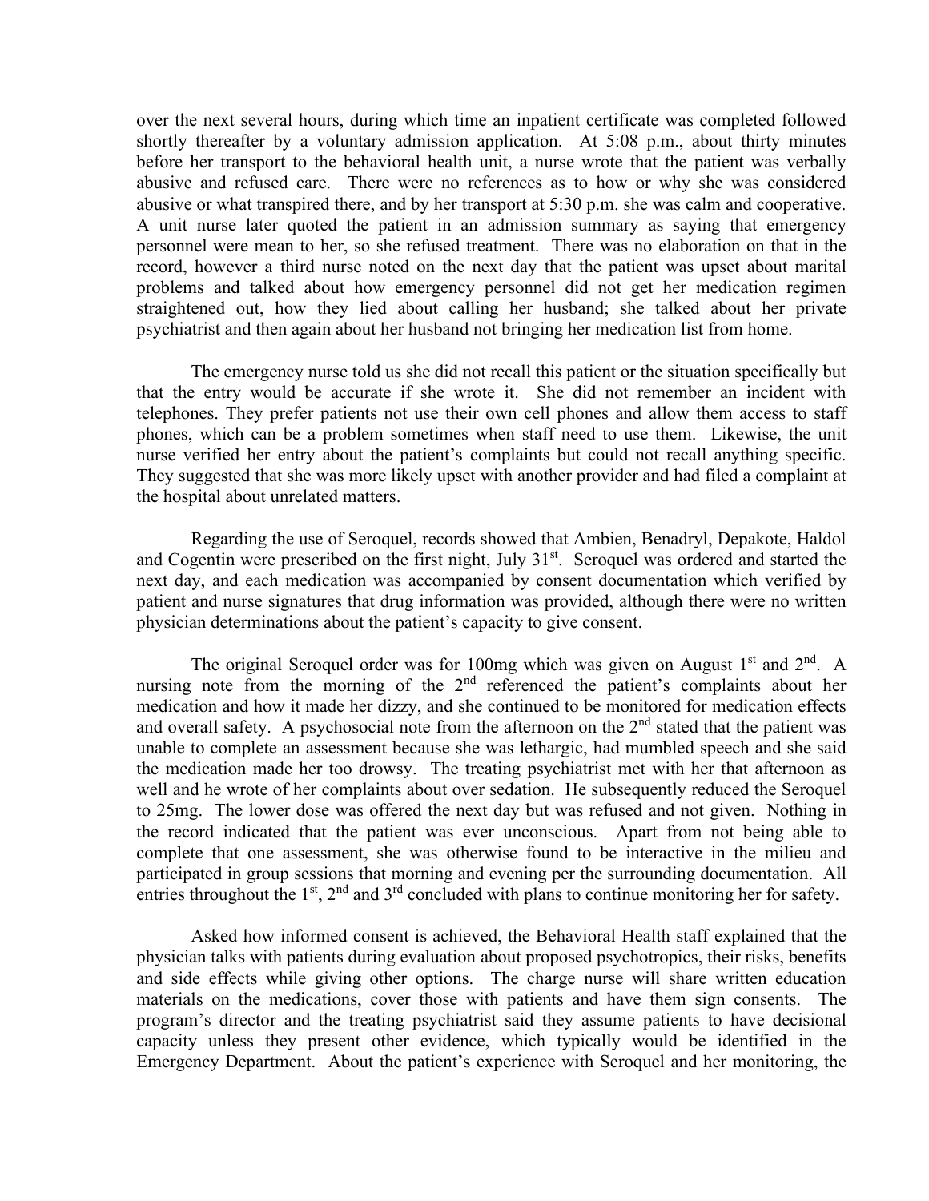over the next several hours, during which time an inpatient certificate was completed followed shortly thereafter by a voluntary admission application. At 5:08 p.m., about thirty minutes before her transport to the behavioral health unit, a nurse wrote that the patient was verbally abusive and refused care. There were no references as to how or why she was considered abusive or what transpired there, and by her transport at 5:30 p.m. she was calm and cooperative. A unit nurse later quoted the patient in an admission summary as saying that emergency personnel were mean to her, so she refused treatment. There was no elaboration on that in the record, however a third nurse noted on the next day that the patient was upset about marital problems and talked about how emergency personnel did not get her medication regimen straightened out, how they lied about calling her husband; she talked about her private psychiatrist and then again about her husband not bringing her medication list from home.

The emergency nurse told us she did not recall this patient or the situation specifically but that the entry would be accurate if she wrote it. She did not remember an incident with telephones. They prefer patients not use their own cell phones and allow them access to staff phones, which can be a problem sometimes when staff need to use them. Likewise, the unit nurse verified her entry about the patient's complaints but could not recall anything specific. They suggested that she was more likely upset with another provider and had filed a complaint at the hospital about unrelated matters.

Regarding the use of Seroquel, records showed that Ambien, Benadryl, Depakote, Haldol and Cogentin were prescribed on the first night, July 31st. Seroquel was ordered and started the next day, and each medication was accompanied by consent documentation which verified by patient and nurse signatures that drug information was provided, although there were no written physician determinations about the patient's capacity to give consent.

The original Seroquel order was for 100mg which was given on August 1st and 2nd. A nursing note from the morning of the 2nd referenced the patient's complaints about her medication and how it made her dizzy, and she continued to be monitored for medication effects and overall safety. A psychosocial note from the afternoon on the 2nd stated that the patient was unable to complete an assessment because she was lethargic, had mumbled speech and she said the medication made her too drowsy. The treating psychiatrist met with her that afternoon as well and he wrote of her complaints about over sedation. He subsequently reduced the Seroquel to 25mg. The lower dose was offered the next day but was refused and not given. Nothing in the record indicated that the patient was ever unconscious. Apart from not being able to complete that one assessment, she was otherwise found to be interactive in the milieu and participated in group sessions that morning and evening per the surrounding documentation. All entries throughout the 1st, 2nd and 3rd concluded with plans to continue monitoring her for safety.

Asked how informed consent is achieved, the Behavioral Health staff explained that the physician talks with patients during evaluation about proposed psychotropics, their risks, benefits and side effects while giving other options. The charge nurse will share written education materials on the medications, cover those with patients and have them sign consents. The program's director and the treating psychiatrist said they assume patients to have decisional capacity unless they present other evidence, which typically would be identified in the Emergency Department. About the patient's experience with Seroquel and her monitoring, the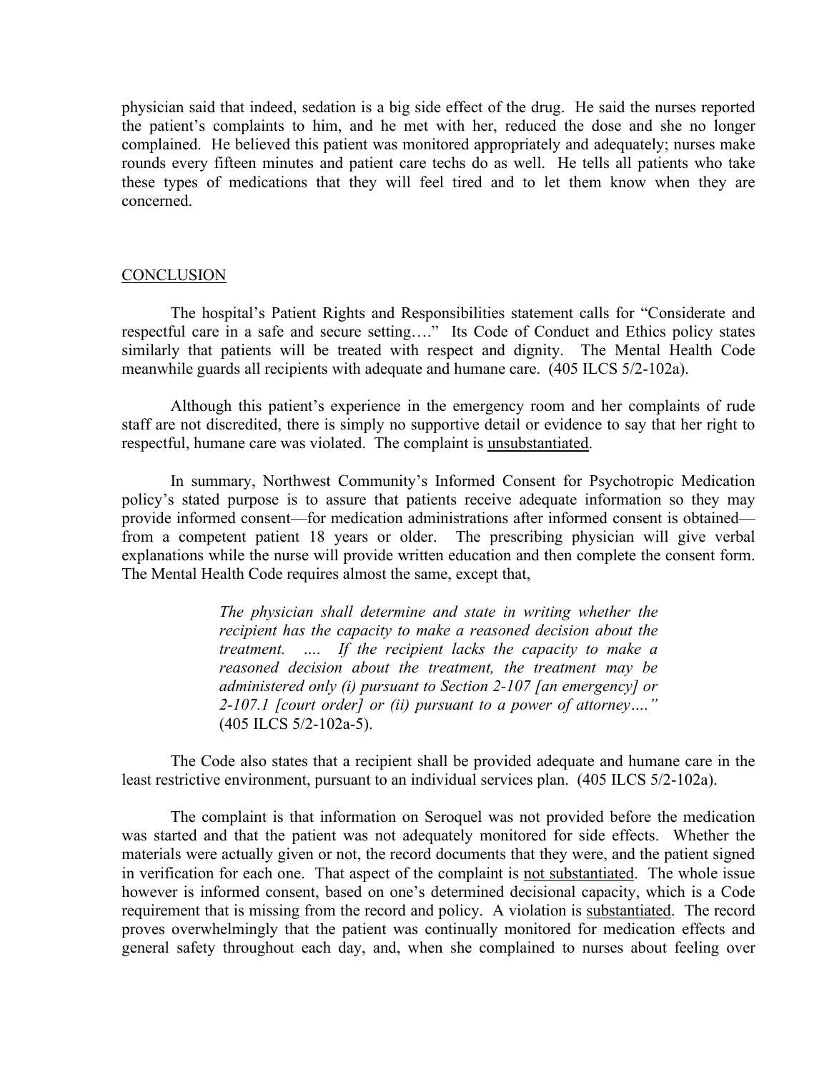physician said that indeed, sedation is a big side effect of the drug. He said the nurses reported the patient's complaints to him, and he met with her, reduced the dose and she no longer complained. He believed this patient was monitored appropriately and adequately; nurses make rounds every fifteen minutes and patient care techs do as well. He tells all patients who take these types of medications that they will feel tired and to let them know when they are concerned.

## CONCLUSION

The hospital's Patient Rights and Responsibilities statement calls for "Considerate and respectful care in a safe and secure setting…." Its Code of Conduct and Ethics policy states similarly that patients will be treated with respect and dignity. The Mental Health Code meanwhile guards all recipients with adequate and humane care. (405 ILCS 5/2-102a).

Although this patient's experience in the emergency room and her complaints of rude staff are not discredited, there is simply no supportive detail or evidence to say that her right to respectful, humane care was violated. The complaint is <u>unsubstantiated</u>.

In summary, Northwest Community's Informed Consent for Psychotropic Medication policy's stated purpose is to assure that patients receive adequate information so they may provide informed consent—for medication administrations after informed consent is obtained—from a competent patient 18 years or older. The prescribing physician will give verbal explanations while the nurse will provide written education and then complete the consent form. The Mental Health Code requires almost the same, except that,

> *The physician shall determine and state in writing whether the recipient has the capacity to make a reasoned decision about the treatment. …. If the recipient lacks the capacity to make a reasoned decision about the treatment, the treatment may be administered only (i) pursuant to Section 2-107 [an emergency] or 2-107.1 [court order] or (ii) pursuant to a power of attorney…."* (405 ILCS 5/2-102a-5).

The Code also states that a recipient shall be provided adequate and humane care in the least restrictive environment, pursuant to an individual services plan. (405 ILCS 5/2-102a).

The complaint is that information on Seroquel was not provided before the medication was started and that the patient was not adequately monitored for side effects. Whether the materials were actually given or not, the record documents that they were, and the patient signed in verification for each one. That aspect of the complaint is <u>not substantiated</u>. The whole issue however is informed consent, based on one's determined decisional capacity, which is a Code requirement that is missing from the record and policy. A violation is <u>substantiated</u>. The record proves overwhelmingly that the patient was continually monitored for medication effects and general safety throughout each day, and, when she complained to nurses about feeling over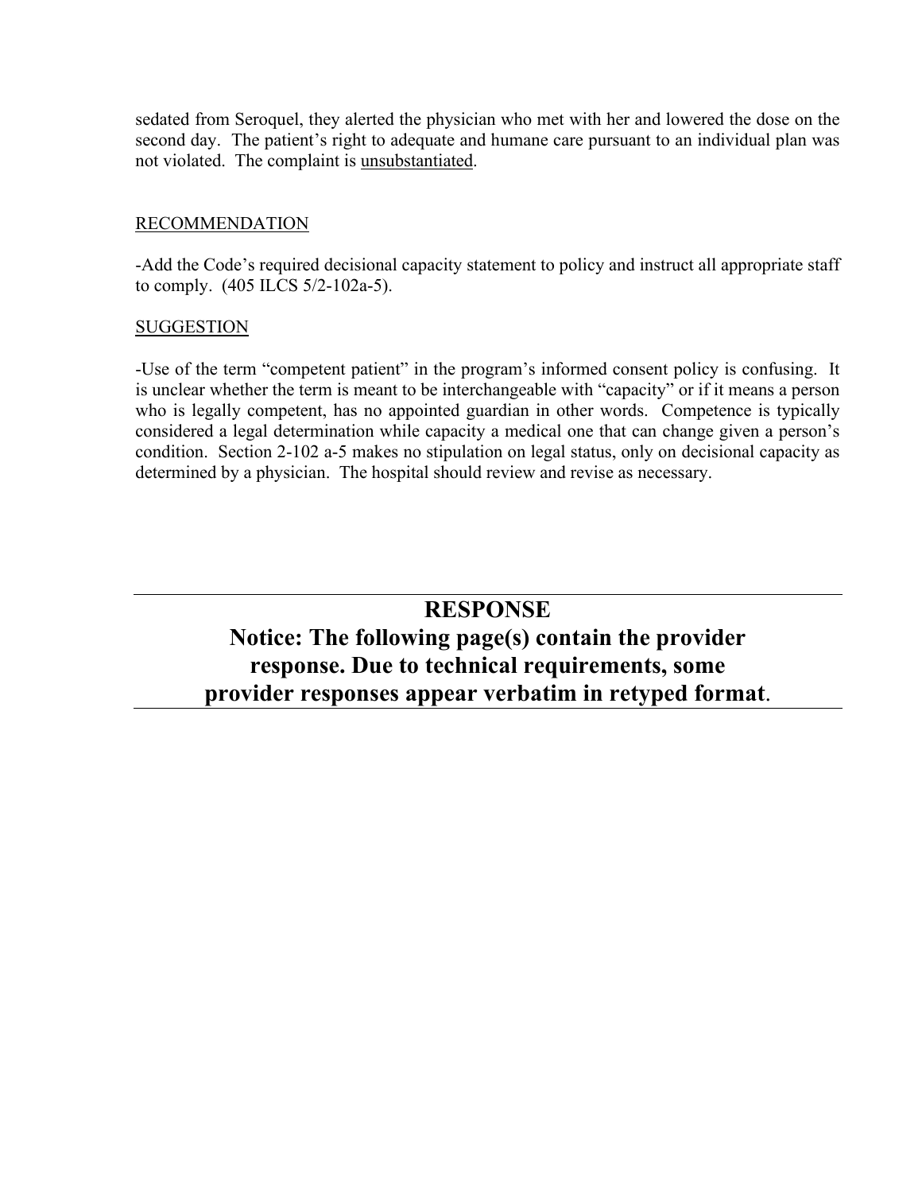sedated from Seroquel, they alerted the physician who met with her and lowered the dose on the second day. The patient's right to adequate and humane care pursuant to an individual plan was not violated. The complaint is unsubstantiated.

RECOMMENDATION

-Add the Code's required decisional capacity statement to policy and instruct all appropriate staff to comply. (405 ILCS 5/2-102a-5).

SUGGESTION

-Use of the term "competent patient" in the program's informed consent policy is confusing. It is unclear whether the term is meant to be interchangeable with "capacity" or if it means a person who is legally competent, has no appointed guardian in other words. Competence is typically considered a legal determination while capacity a medical one that can change given a person's condition. Section 2-102 a-5 makes no stipulation on legal status, only on decisional capacity as determined by a physician. The hospital should review and revise as necessary.

---

**RESPONSE**

**Notice: The following page(s) contain the provider response. Due to technical requirements, some provider responses appear verbatim in retyped format.**

---